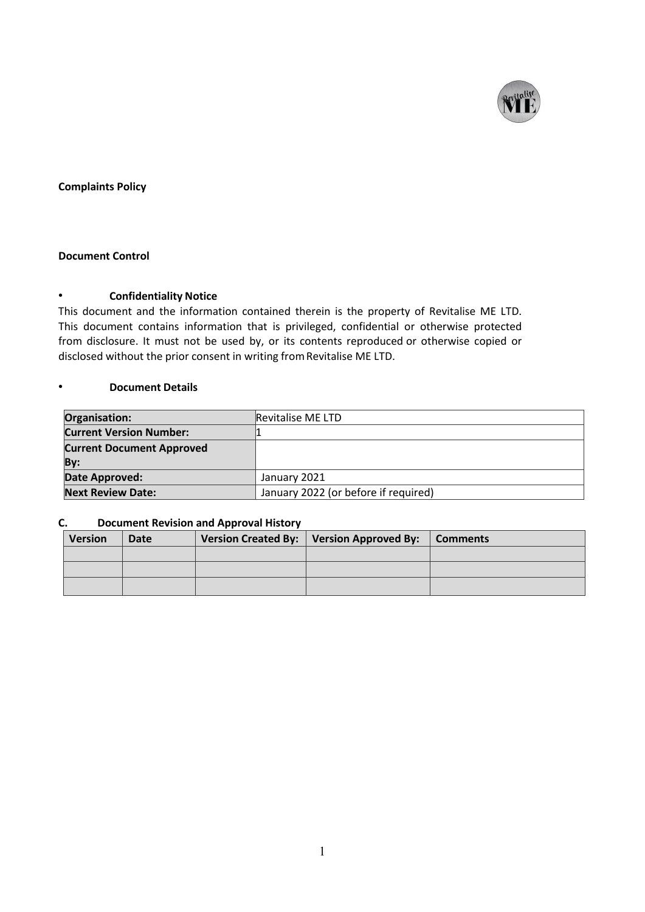**Complaints Policy**

**Document Control**

- **Confidentiality Notice**

This document and the information contained therein is the property of Revitalise ME LTD. This document contains information that is privileged, confidential or otherwise protected from disclosure. It must not be used by, or its contents reproduced or otherwise copied or disclosed without the prior consent in writing from Revitalise ME LTD.

- **Document Details**

| **Organisation:** | Revitalise ME LTD |
|---|---|
| **Current Version Number:** | 1 |
| **Current Document Approved By:** | |
| **Date Approved:** | January 2021 |
| **Next Review Date:** | January 2022 (or before if required) |

**C. Document Revision and Approval History**

| Version | Date | Version Created By: | Version Approved By: | Comments |
|---|---|---|---|---|
| | | | | |
| | | | | |
| | | | | |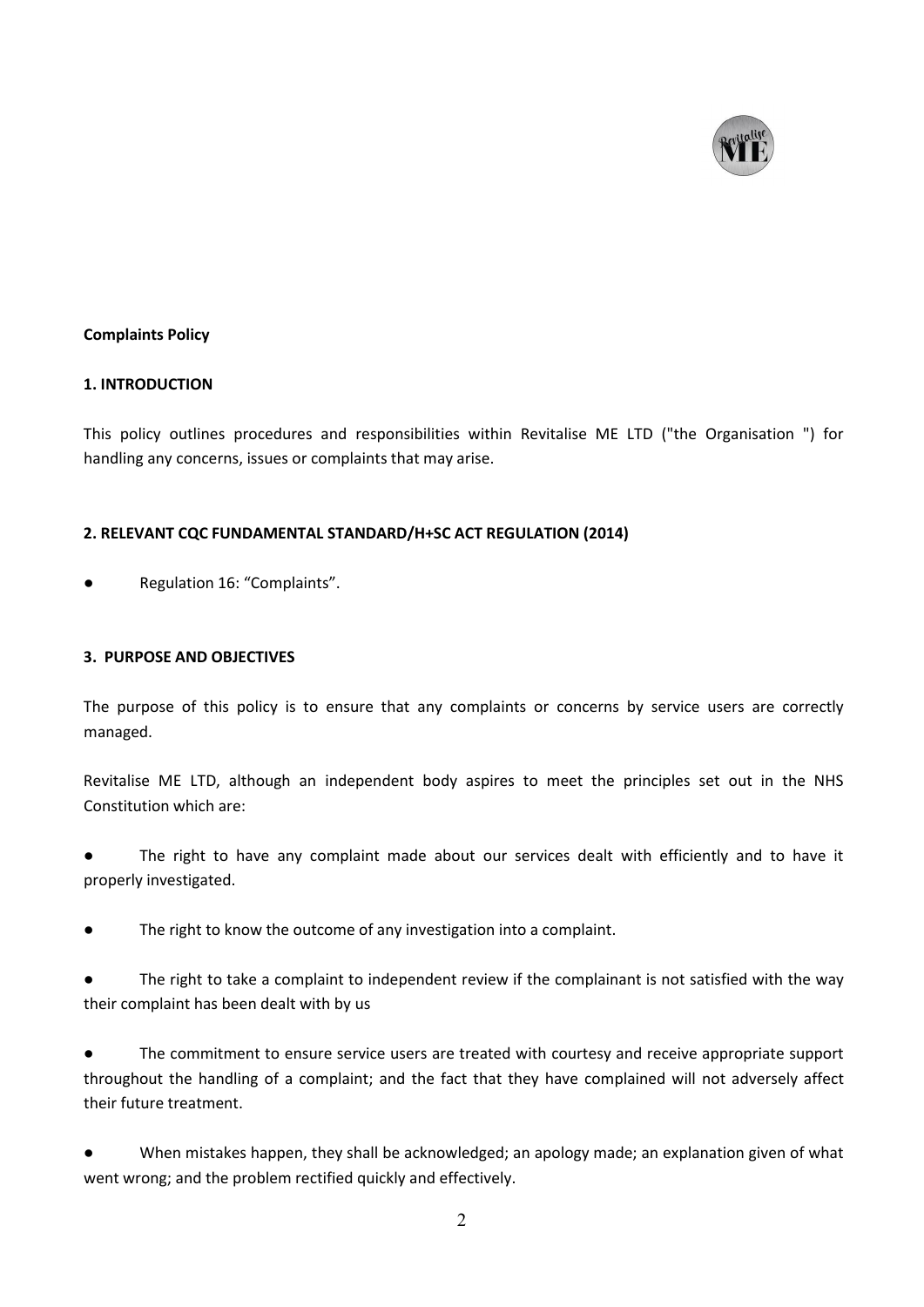**Complaints Policy**

## 1. INTRODUCTION

This policy outlines procedures and responsibilities within Revitalise ME LTD ("the Organisation ") for handling any concerns, issues or complaints that may arise.

## 2. RELEVANT CQC FUNDAMENTAL STANDARD/H+SC ACT REGULATION (2014)

- Regulation 16: "Complaints".

## 3. PURPOSE AND OBJECTIVES

The purpose of this policy is to ensure that any complaints or concerns by service users are correctly managed.

Revitalise ME LTD, although an independent body aspires to meet the principles set out in the NHS Constitution which are:

- The right to have any complaint made about our services dealt with efficiently and to have it properly investigated.
- The right to know the outcome of any investigation into a complaint.
- The right to take a complaint to independent review if the complainant is not satisfied with the way their complaint has been dealt with by us
- The commitment to ensure service users are treated with courtesy and receive appropriate support throughout the handling of a complaint; and the fact that they have complained will not adversely affect their future treatment.
- When mistakes happen, they shall be acknowledged; an apology made; an explanation given of what went wrong; and the problem rectified quickly and effectively.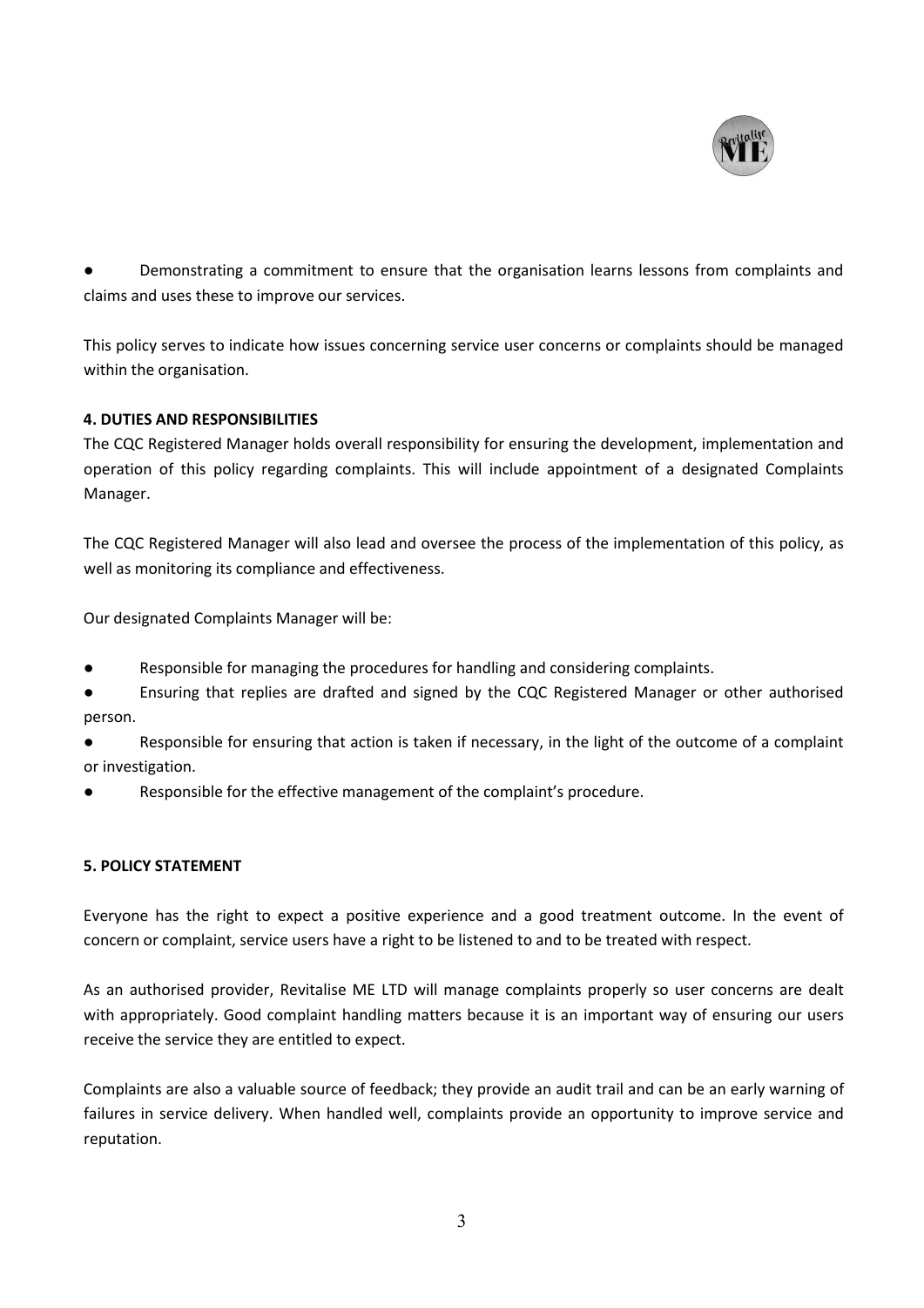- Demonstrating a commitment to ensure that the organisation learns lessons from complaints and claims and uses these to improve our services.

This policy serves to indicate how issues concerning service user concerns or complaints should be managed within the organisation.

**4. DUTIES AND RESPONSIBILITIES**

The CQC Registered Manager holds overall responsibility for ensuring the development, implementation and operation of this policy regarding complaints. This will include appointment of a designated Complaints Manager.

The CQC Registered Manager will also lead and oversee the process of the implementation of this policy, as well as monitoring its compliance and effectiveness.

Our designated Complaints Manager will be:

- Responsible for managing the procedures for handling and considering complaints.
- Ensuring that replies are drafted and signed by the CQC Registered Manager or other authorised person.
- Responsible for ensuring that action is taken if necessary, in the light of the outcome of a complaint or investigation.
- Responsible for the effective management of the complaint's procedure.

**5. POLICY STATEMENT**

Everyone has the right to expect a positive experience and a good treatment outcome. In the event of concern or complaint, service users have a right to be listened to and to be treated with respect.

As an authorised provider, Revitalise ME LTD will manage complaints properly so user concerns are dealt with appropriately. Good complaint handling matters because it is an important way of ensuring our users receive the service they are entitled to expect.

Complaints are also a valuable source of feedback; they provide an audit trail and can be an early warning of failures in service delivery. When handled well, complaints provide an opportunity to improve service and reputation.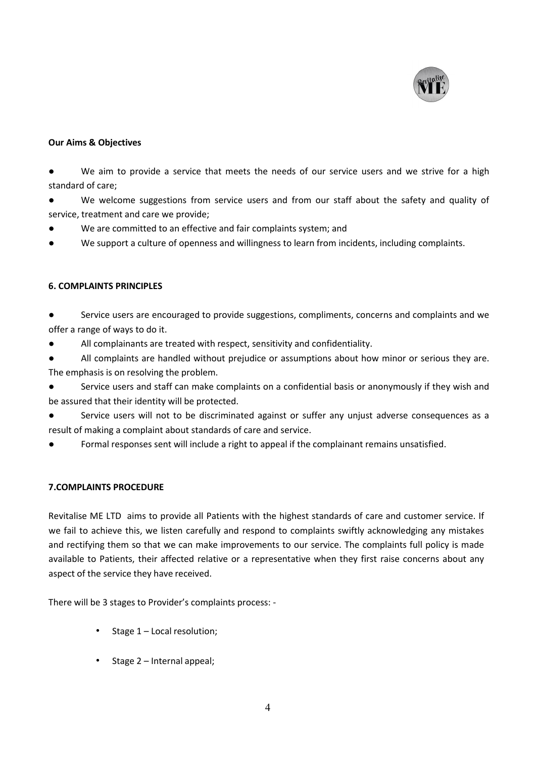**Our Aims & Objectives**

- We aim to provide a service that meets the needs of our service users and we strive for a high standard of care;
- We welcome suggestions from service users and from our staff about the safety and quality of service, treatment and care we provide;
- We are committed to an effective and fair complaints system; and
- We support a culture of openness and willingness to learn from incidents, including complaints.

**6. COMPLAINTS PRINCIPLES**

- Service users are encouraged to provide suggestions, compliments, concerns and complaints and we offer a range of ways to do it.
- All complainants are treated with respect, sensitivity and confidentiality.
- All complaints are handled without prejudice or assumptions about how minor or serious they are. The emphasis is on resolving the problem.
- Service users and staff can make complaints on a confidential basis or anonymously if they wish and be assured that their identity will be protected.
- Service users will not to be discriminated against or suffer any unjust adverse consequences as a result of making a complaint about standards of care and service.
- Formal responses sent will include a right to appeal if the complainant remains unsatisfied.

**7.COMPLAINTS PROCEDURE**

Revitalise ME LTD aims to provide all Patients with the highest standards of care and customer service. If we fail to achieve this, we listen carefully and respond to complaints swiftly acknowledging any mistakes and rectifying them so that we can make improvements to our service. The complaints full policy is made available to Patients, their affected relative or a representative when they first raise concerns about any aspect of the service they have received.

There will be 3 stages to Provider's complaints process: -

- Stage 1 – Local resolution;
- Stage 2 – Internal appeal;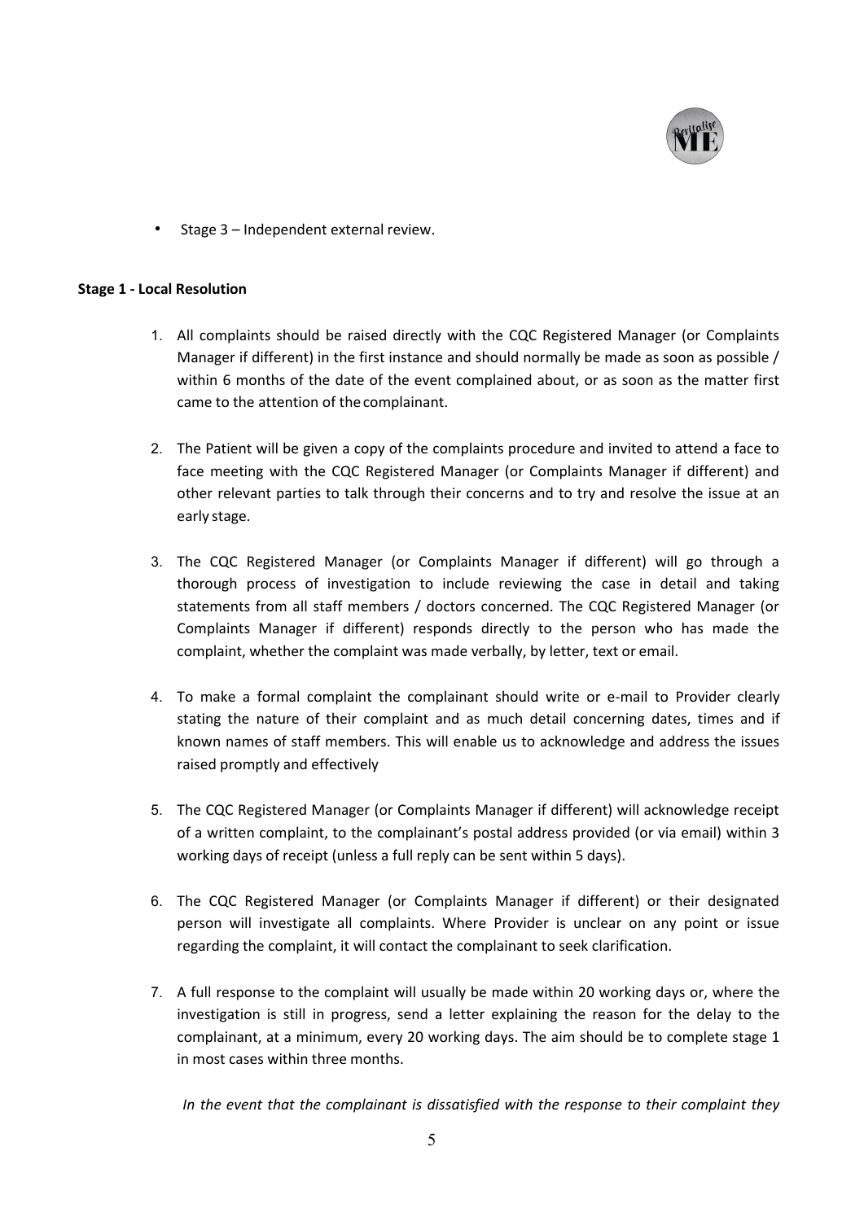- Stage 3 – Independent external review.

**Stage 1 - Local Resolution**

1. All complaints should be raised directly with the CQC Registered Manager (or Complaints Manager if different) in the first instance and should normally be made as soon as possible / within 6 months of the date of the event complained about, or as soon as the matter first came to the attention of the complainant.

2. The Patient will be given a copy of the complaints procedure and invited to attend a face to face meeting with the CQC Registered Manager (or Complaints Manager if different) and other relevant parties to talk through their concerns and to try and resolve the issue at an early stage.

3. The CQC Registered Manager (or Complaints Manager if different) will go through a thorough process of investigation to include reviewing the case in detail and taking statements from all staff members / doctors concerned. The CQC Registered Manager (or Complaints Manager if different) responds directly to the person who has made the complaint, whether the complaint was made verbally, by letter, text or email.

4. To make a formal complaint the complainant should write or e-mail to Provider clearly stating the nature of their complaint and as much detail concerning dates, times and if known names of staff members. This will enable us to acknowledge and address the issues raised promptly and effectively

5. The CQC Registered Manager (or Complaints Manager if different) will acknowledge receipt of a written complaint, to the complainant's postal address provided (or via email) within 3 working days of receipt (unless a full reply can be sent within 5 days).

6. The CQC Registered Manager (or Complaints Manager if different) or their designated person will investigate all complaints. Where Provider is unclear on any point or issue regarding the complaint, it will contact the complainant to seek clarification.

7. A full response to the complaint will usually be made within 20 working days or, where the investigation is still in progress, send a letter explaining the reason for the delay to the complainant, at a minimum, every 20 working days. The aim should be to complete stage 1 in most cases within three months.

*In the event that the complainant is dissatisfied with the response to their complaint they*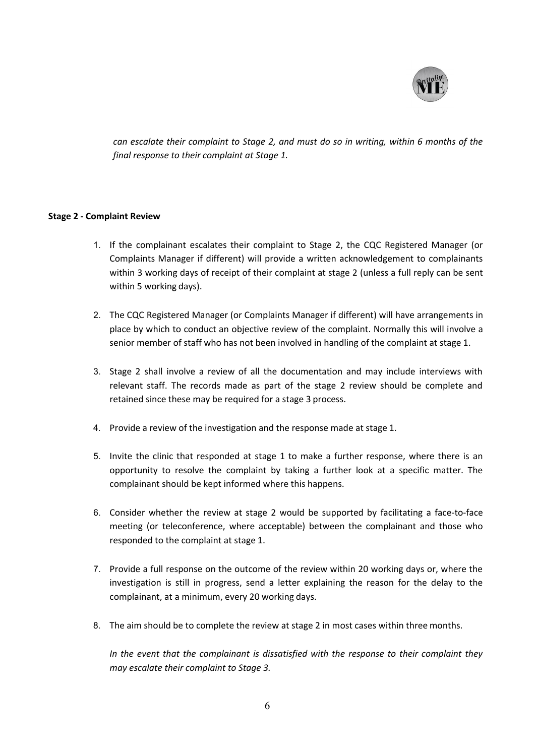*can escalate their complaint to Stage 2, and must do so in writing, within 6 months of the final response to their complaint at Stage 1.*

**Stage 2 - Complaint Review**

1. If the complainant escalates their complaint to Stage 2, the CQC Registered Manager (or Complaints Manager if different) will provide a written acknowledgement to complainants within 3 working days of receipt of their complaint at stage 2 (unless a full reply can be sent within 5 working days).

2. The CQC Registered Manager (or Complaints Manager if different) will have arrangements in place by which to conduct an objective review of the complaint. Normally this will involve a senior member of staff who has not been involved in handling of the complaint at stage 1.

3. Stage 2 shall involve a review of all the documentation and may include interviews with relevant staff. The records made as part of the stage 2 review should be complete and retained since these may be required for a stage 3 process.

4. Provide a review of the investigation and the response made at stage 1.

5. Invite the clinic that responded at stage 1 to make a further response, where there is an opportunity to resolve the complaint by taking a further look at a specific matter. The complainant should be kept informed where this happens.

6. Consider whether the review at stage 2 would be supported by facilitating a face-to-face meeting (or teleconference, where acceptable) between the complainant and those who responded to the complaint at stage 1.

7. Provide a full response on the outcome of the review within 20 working days or, where the investigation is still in progress, send a letter explaining the reason for the delay to the complainant, at a minimum, every 20 working days.

8. The aim should be to complete the review at stage 2 in most cases within three months.

   *In the event that the complainant is dissatisfied with the response to their complaint they may escalate their complaint to Stage 3.*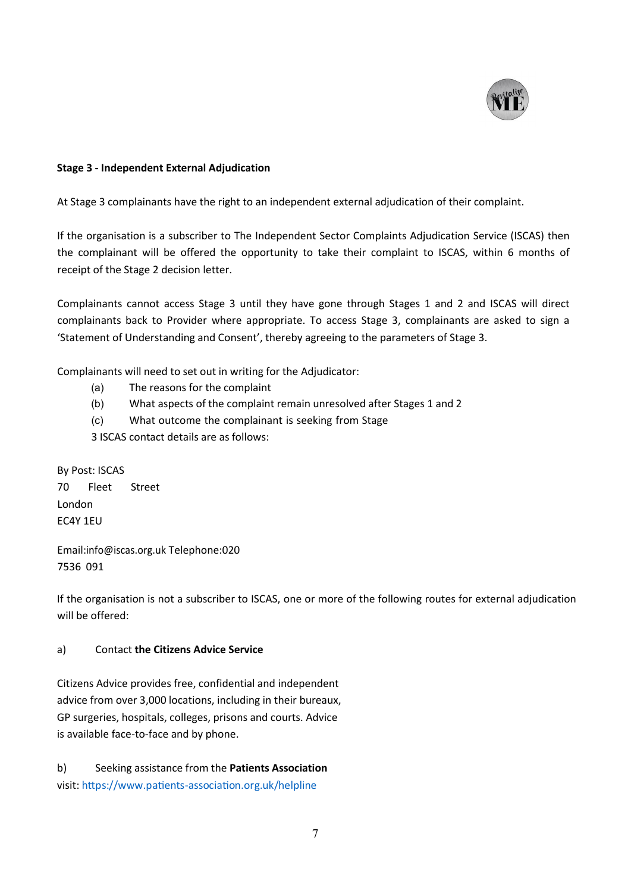**Stage 3 - Independent External Adjudication**

At Stage 3 complainants have the right to an independent external adjudication of their complaint.

If the organisation is a subscriber to The Independent Sector Complaints Adjudication Service (ISCAS) then the complainant will be offered the opportunity to take their complaint to ISCAS, within 6 months of receipt of the Stage 2 decision letter.

Complainants cannot access Stage 3 until they have gone through Stages 1 and 2 and ISCAS will direct complainants back to Provider where appropriate. To access Stage 3, complainants are asked to sign a 'Statement of Understanding and Consent', thereby agreeing to the parameters of Stage 3.

Complainants will need to set out in writing for the Adjudicator:

(a) The reasons for the complaint
(b) What aspects of the complaint remain unresolved after Stages 1 and 2
(c) What outcome the complainant is seeking from Stage

3 ISCAS contact details are as follows:

By Post: ISCAS
70 Fleet Street
London
EC4Y 1EU

Email:info@iscas.org.uk Telephone:020 7536 091

If the organisation is not a subscriber to ISCAS, one or more of the following routes for external adjudication will be offered:

a) Contact **the Citizens Advice Service**

Citizens Advice provides free, confidential and independent advice from over 3,000 locations, including in their bureaux, GP surgeries, hospitals, colleges, prisons and courts. Advice is available face-to-face and by phone.

b) Seeking assistance from the **Patients Association**
visit: https://www.patients-association.org.uk/helpline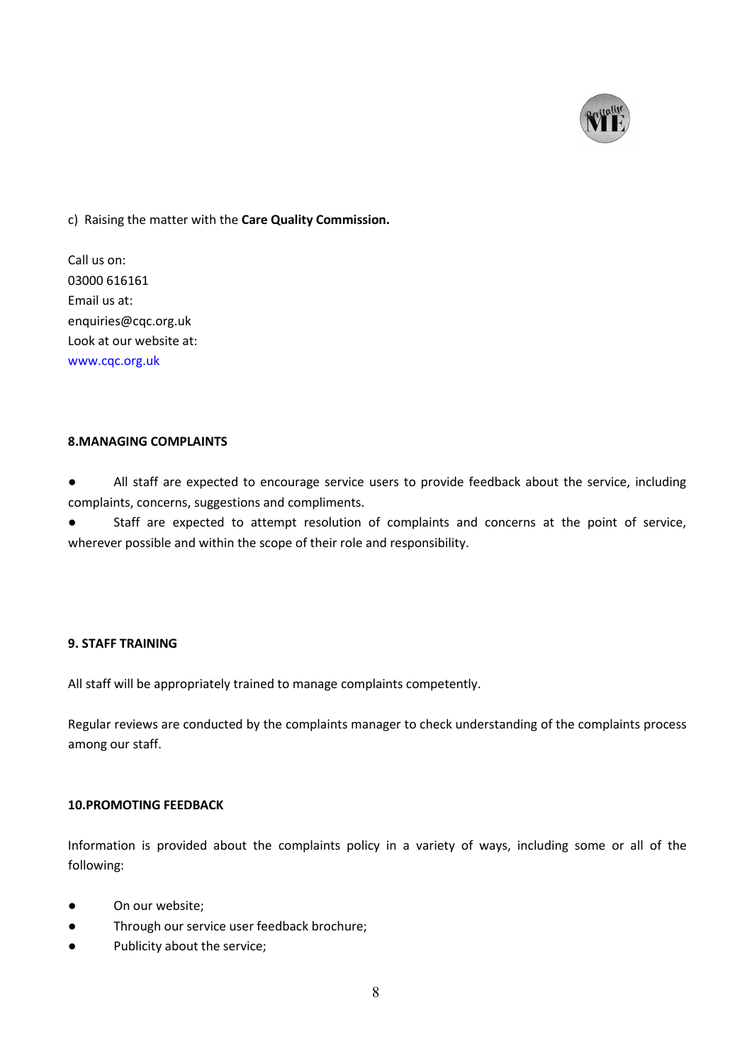c) Raising the matter with the **Care Quality Commission.**

Call us on:
03000 616161
Email us at:
enquiries@cqc.org.uk
Look at our website at:
www.cqc.org.uk

**8.MANAGING COMPLAINTS**

- All staff are expected to encourage service users to provide feedback about the service, including complaints, concerns, suggestions and compliments.
- Staff are expected to attempt resolution of complaints and concerns at the point of service, wherever possible and within the scope of their role and responsibility.

**9. STAFF TRAINING**

All staff will be appropriately trained to manage complaints competently.

Regular reviews are conducted by the complaints manager to check understanding of the complaints process among our staff.

**10.PROMOTING FEEDBACK**

Information is provided about the complaints policy in a variety of ways, including some or all of the following:

- On our website;
- Through our service user feedback brochure;
- Publicity about the service;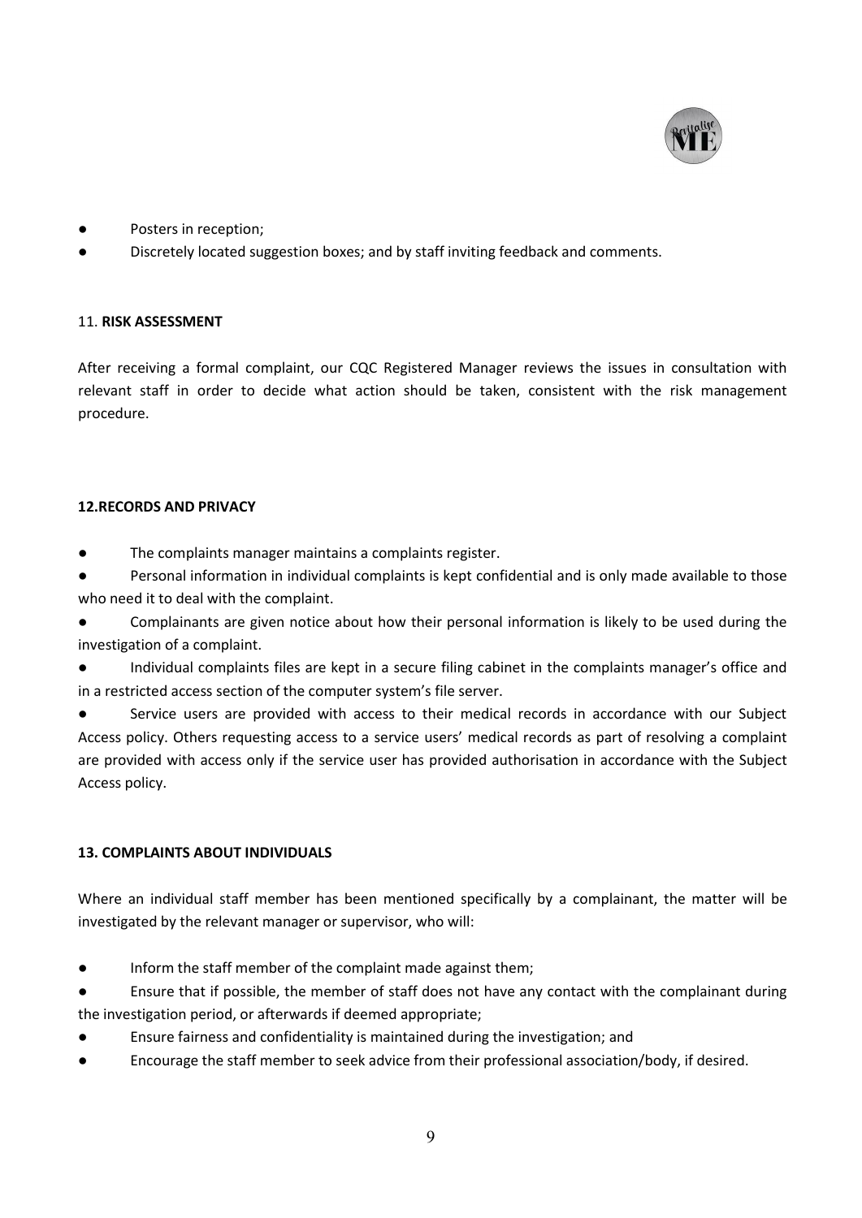- Posters in reception;
- Discretely located suggestion boxes; and by staff inviting feedback and comments.

### 11. RISK ASSESSMENT

After receiving a formal complaint, our CQC Registered Manager reviews the issues in consultation with relevant staff in order to decide what action should be taken, consistent with the risk management procedure.

### 12.RECORDS AND PRIVACY

- The complaints manager maintains a complaints register.
- Personal information in individual complaints is kept confidential and is only made available to those who need it to deal with the complaint.
- Complainants are given notice about how their personal information is likely to be used during the investigation of a complaint.
- Individual complaints files are kept in a secure filing cabinet in the complaints manager's office and in a restricted access section of the computer system's file server.
- Service users are provided with access to their medical records in accordance with our Subject Access policy. Others requesting access to a service users' medical records as part of resolving a complaint are provided with access only if the service user has provided authorisation in accordance with the Subject Access policy.

### 13. COMPLAINTS ABOUT INDIVIDUALS

Where an individual staff member has been mentioned specifically by a complainant, the matter will be investigated by the relevant manager or supervisor, who will:

- Inform the staff member of the complaint made against them;
- Ensure that if possible, the member of staff does not have any contact with the complainant during the investigation period, or afterwards if deemed appropriate;
- Ensure fairness and confidentiality is maintained during the investigation; and
- Encourage the staff member to seek advice from their professional association/body, if desired.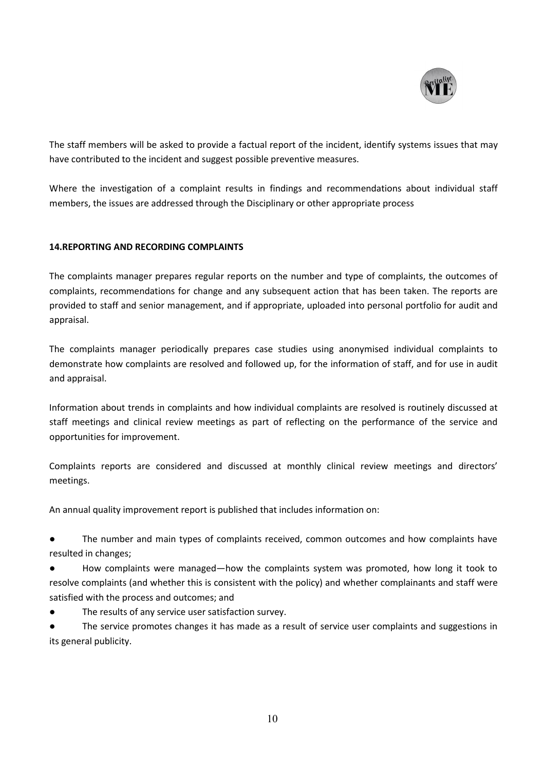The staff members will be asked to provide a factual report of the incident, identify systems issues that may have contributed to the incident and suggest possible preventive measures.

Where the investigation of a complaint results in findings and recommendations about individual staff members, the issues are addressed through the Disciplinary or other appropriate process

**14.REPORTING AND RECORDING COMPLAINTS**

The complaints manager prepares regular reports on the number and type of complaints, the outcomes of complaints, recommendations for change and any subsequent action that has been taken. The reports are provided to staff and senior management, and if appropriate, uploaded into personal portfolio for audit and appraisal.

The complaints manager periodically prepares case studies using anonymised individual complaints to demonstrate how complaints are resolved and followed up, for the information of staff, and for use in audit and appraisal.

Information about trends in complaints and how individual complaints are resolved is routinely discussed at staff meetings and clinical review meetings as part of reflecting on the performance of the service and opportunities for improvement.

Complaints reports are considered and discussed at monthly clinical review meetings and directors' meetings.

An annual quality improvement report is published that includes information on:

- The number and main types of complaints received, common outcomes and how complaints have resulted in changes;
- How complaints were managed—how the complaints system was promoted, how long it took to resolve complaints (and whether this is consistent with the policy) and whether complainants and staff were satisfied with the process and outcomes; and
- The results of any service user satisfaction survey.
- The service promotes changes it has made as a result of service user complaints and suggestions in its general publicity.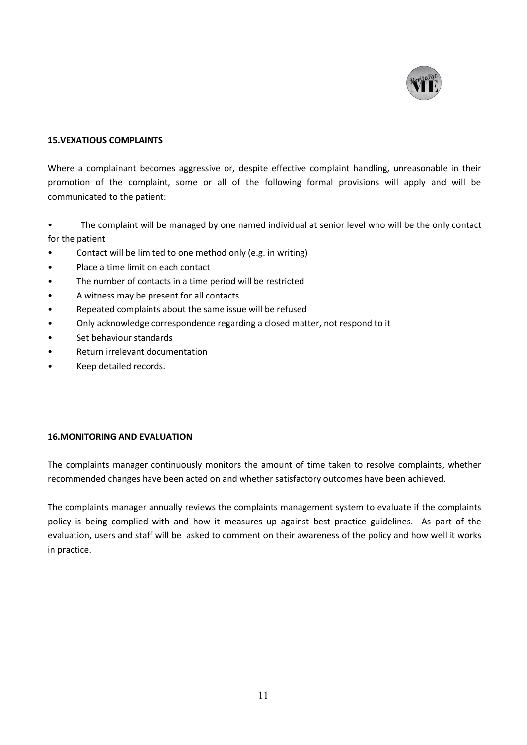**15.VEXATIOUS COMPLAINTS**

Where a complainant becomes aggressive or, despite effective complaint handling, unreasonable in their promotion of the complaint, some or all of the following formal provisions will apply and will be communicated to the patient:

- The complaint will be managed by one named individual at senior level who will be the only contact for the patient
- Contact will be limited to one method only (e.g. in writing)
- Place a time limit on each contact
- The number of contacts in a time period will be restricted
- A witness may be present for all contacts
- Repeated complaints about the same issue will be refused
- Only acknowledge correspondence regarding a closed matter, not respond to it
- Set behaviour standards
- Return irrelevant documentation
- Keep detailed records.

**16.MONITORING AND EVALUATION**

The complaints manager continuously monitors the amount of time taken to resolve complaints, whether recommended changes have been acted on and whether satisfactory outcomes have been achieved.

The complaints manager annually reviews the complaints management system to evaluate if the complaints policy is being complied with and how it measures up against best practice guidelines. As part of the evaluation, users and staff will be asked to comment on their awareness of the policy and how well it works in practice.